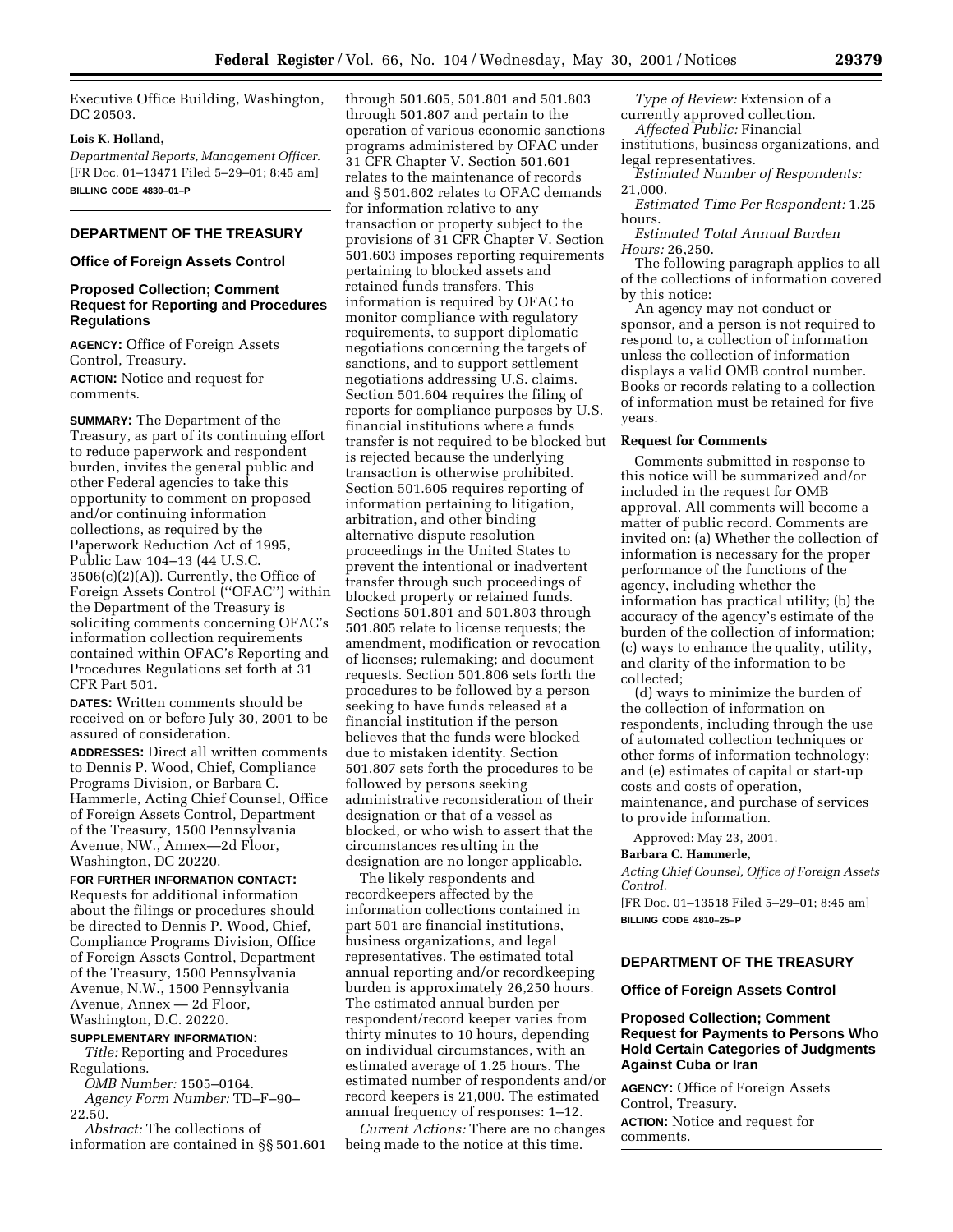Executive Office Building, Washington, DC 20503.

**Lois K. Holland,**

*Departmental Reports, Management Officer.*

[FR Doc. 01–13471 Filed 5–29–01; 8:45 am]

**BILLING CODE 4830–01–P**

## DEPARTMENT OF THE TREASURY

### Office of Foreign Assets Control

### Proposed Collection; Comment Request for Reporting and Procedures Regulations

**AGENCY:** Office of Foreign Assets Control, Treasury.

**ACTION:** Notice and request for comments.

**SUMMARY:** The Department of the Treasury, as part of its continuing effort to reduce paperwork and respondent burden, invites the general public and other Federal agencies to take this opportunity to comment on proposed and/or continuing information collections, as required by the Paperwork Reduction Act of 1995, Public Law 104–13 (44 U.S.C. 3506(c)(2)(A)). Currently, the Office of Foreign Assets Control (''OFAC'') within the Department of the Treasury is soliciting comments concerning OFAC's information collection requirements contained within OFAC's Reporting and Procedures Regulations set forth at 31 CFR Part 501.

**DATES:** Written comments should be received on or before July 30, 2001 to be assured of consideration.

**ADDRESSES:** Direct all written comments to Dennis P. Wood, Chief, Compliance Programs Division, or Barbara C. Hammerle, Acting Chief Counsel, Office of Foreign Assets Control, Department of the Treasury, 1500 Pennsylvania Avenue, NW., Annex—2d Floor, Washington, DC 20220.

**FOR FURTHER INFORMATION CONTACT:** Requests for additional information about the filings or procedures should be directed to Dennis P. Wood, Chief, Compliance Programs Division, Office of Foreign Assets Control, Department of the Treasury, 1500 Pennsylvania Avenue, N.W., 1500 Pennsylvania Avenue, Annex — 2d Floor, Washington, D.C. 20220.

**SUPPLEMENTARY INFORMATION:**

*Title:* Reporting and Procedures Regulations.

*OMB Number:* 1505–0164.

*Agency Form Number:* TD–F–90–22.50.

*Abstract:* The collections of information are contained in §§ 501.601 through 501.605, 501.801 and 501.803 through 501.807 and pertain to the operation of various economic sanctions programs administered by OFAC under 31 CFR Chapter V. Section 501.601 relates to the maintenance of records and § 501.602 relates to OFAC demands for information relative to any transaction or property subject to the provisions of 31 CFR Chapter V. Section 501.603 imposes reporting requirements pertaining to blocked assets and retained funds transfers. This information is required by OFAC to monitor compliance with regulatory requirements, to support diplomatic negotiations concerning the targets of sanctions, and to support settlement negotiations addressing U.S. claims. Section 501.604 requires the filing of reports for compliance purposes by U.S. financial institutions where a funds transfer is not required to be blocked but is rejected because the underlying transaction is otherwise prohibited. Section 501.605 requires reporting of information pertaining to litigation, arbitration, and other binding alternative dispute resolution proceedings in the United States to prevent the intentional or inadvertent transfer through such proceedings of blocked property or retained funds. Sections 501.801 and 501.803 through 501.805 relate to license requests; the amendment, modification or revocation of licenses; rulemaking; and document requests. Section 501.806 sets forth the procedures to be followed by a person seeking to have funds released at a financial institution if the person believes that the funds were blocked due to mistaken identity. Section 501.807 sets forth the procedures to be followed by persons seeking administrative reconsideration of their designation or that of a vessel as blocked, or who wish to assert that the circumstances resulting in the designation are no longer applicable.

The likely respondents and recordkeepers affected by the information collections contained in part 501 are financial institutions, business organizations, and legal representatives. The estimated total annual reporting and/or recordkeeping burden is approximately 26,250 hours. The estimated annual burden per respondent/record keeper varies from thirty minutes to 10 hours, depending on individual circumstances, with an estimated average of 1.25 hours. The estimated number of respondents and/or record keepers is 21,000. The estimated annual frequency of responses: 1–12.

*Current Actions:* There are no changes being made to the notice at this time.

*Type of Review:* Extension of a currently approved collection.

*Affected Public:* Financial institutions, business organizations, and legal representatives.

*Estimated Number of Respondents:* 21,000.

*Estimated Time Per Respondent:* 1.25 hours.

*Estimated Total Annual Burden Hours:* 26,250.

The following paragraph applies to all of the collections of information covered by this notice:

An agency may not conduct or sponsor, and a person is not required to respond to, a collection of information unless the collection of information displays a valid OMB control number. Books or records relating to a collection of information must be retained for five years.

**Request for Comments**

Comments submitted in response to this notice will be summarized and/or included in the request for OMB approval. All comments will become a matter of public record. Comments are invited on: (a) Whether the collection of information is necessary for the proper performance of the functions of the agency, including whether the information has practical utility; (b) the accuracy of the agency's estimate of the burden of the collection of information; (c) ways to enhance the quality, utility, and clarity of the information to be collected;

(d) ways to minimize the burden of the collection of information on respondents, including through the use of automated collection techniques or other forms of information technology; and (e) estimates of capital or start-up costs and costs of operation, maintenance, and purchase of services to provide information.

Approved: May 23, 2001.

**Barbara C. Hammerle,**

*Acting Chief Counsel, Office of Foreign Assets Control.*

[FR Doc. 01–13518 Filed 5–29–01; 8:45 am]

**BILLING CODE 4810–25–P**

## DEPARTMENT OF THE TREASURY

### Office of Foreign Assets Control

### Proposed Collection; Comment Request for Payments to Persons Who Hold Certain Categories of Judgments Against Cuba or Iran

**AGENCY:** Office of Foreign Assets Control, Treasury.

**ACTION:** Notice and request for comments.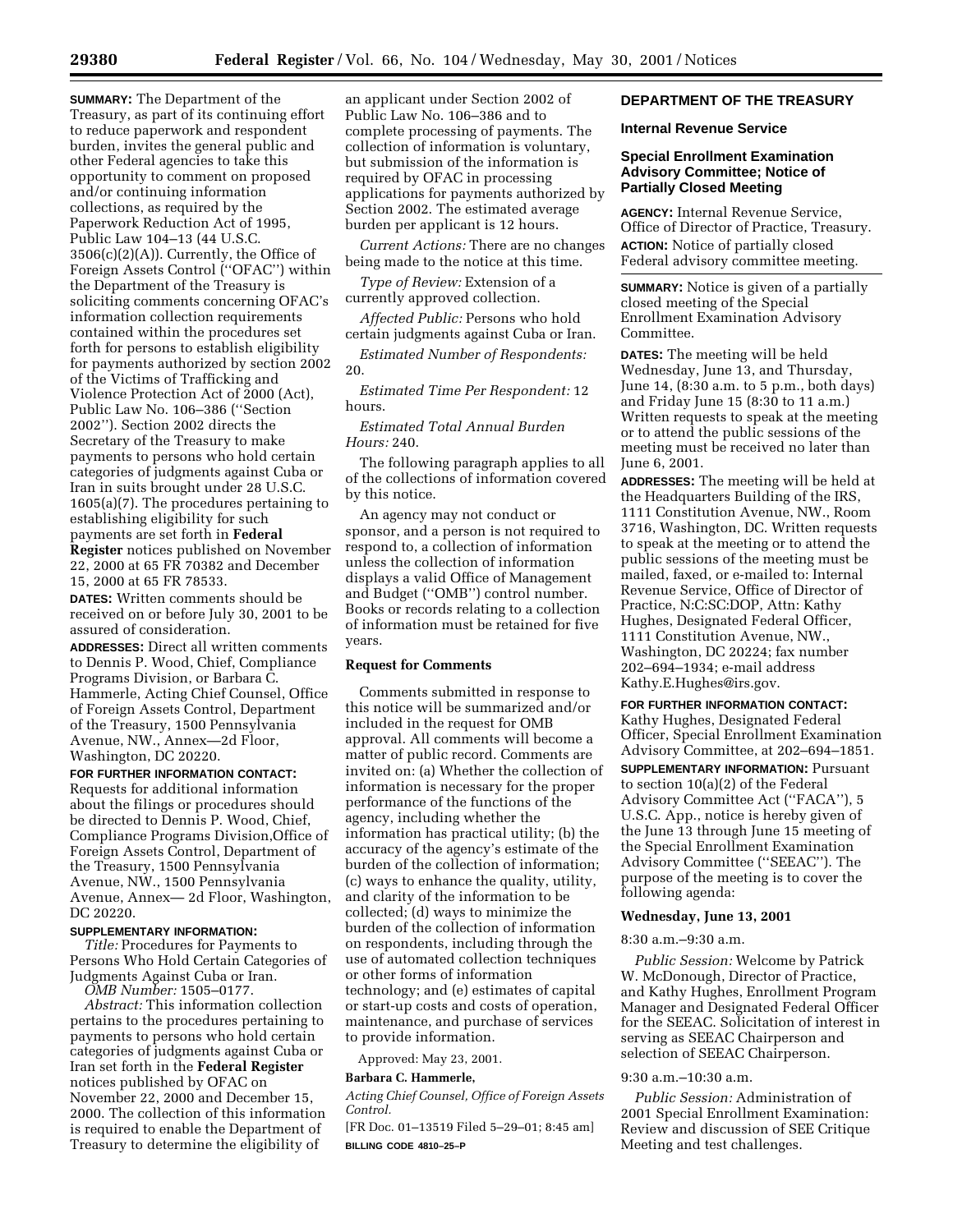**SUMMARY:** The Department of the Treasury, as part of its continuing effort to reduce paperwork and respondent burden, invites the general public and other Federal agencies to take this opportunity to comment on proposed and/or continuing information collections, as required by the Paperwork Reduction Act of 1995, Public Law 104–13 (44 U.S.C. 3506(c)(2)(A)). Currently, the Office of Foreign Assets Control (''OFAC'') within the Department of the Treasury is soliciting comments concerning OFAC's information collection requirements contained within the procedures set forth for persons to establish eligibility for payments authorized by section 2002 of the Victims of Trafficking and Violence Protection Act of 2000 (Act), Public Law No. 106–386 (''Section 2002''). Section 2002 directs the Secretary of the Treasury to make payments to persons who hold certain categories of judgments against Cuba or Iran in suits brought under 28 U.S.C. 1605(a)(7). The procedures pertaining to establishing eligibility for such payments are set forth in **Federal Register** notices published on November 22, 2000 at 65 FR 70382 and December 15, 2000 at 65 FR 78533.

**DATES:** Written comments should be received on or before July 30, 2001 to be assured of consideration.

**ADDRESSES:** Direct all written comments to Dennis P. Wood, Chief, Compliance Programs Division, or Barbara C. Hammerle, Acting Chief Counsel, Office of Foreign Assets Control, Department of the Treasury, 1500 Pennsylvania Avenue, NW., Annex—2d Floor, Washington, DC 20220.

**FOR FURTHER INFORMATION CONTACT:** Requests for additional information about the filings or procedures should be directed to Dennis P. Wood, Chief, Compliance Programs Division,Office of Foreign Assets Control, Department of the Treasury, 1500 Pennsylvania Avenue, NW., 1500 Pennsylvania Avenue, Annex— 2d Floor, Washington, DC 20220.

**SUPPLEMENTARY INFORMATION:**

*Title:* Procedures for Payments to Persons Who Hold Certain Categories of Judgments Against Cuba or Iran.

*OMB Number:* 1505–0177.

*Abstract:* This information collection pertains to the procedures pertaining to payments to persons who hold certain categories of judgments against Cuba or Iran set forth in the **Federal Register** notices published by OFAC on November 22, 2000 and December 15, 2000. The collection of this information is required to enable the Department of Treasury to determine the eligibility of an applicant under Section 2002 of Public Law No. 106–386 and to complete processing of payments. The collection of information is voluntary, but submission of the information is required by OFAC in processing applications for payments authorized by Section 2002. The estimated average burden per applicant is 12 hours.

*Current Actions:* There are no changes being made to the notice at this time.

*Type of Review:* Extension of a currently approved collection.

*Affected Public:* Persons who hold certain judgments against Cuba or Iran.

*Estimated Number of Respondents:* 20.

*Estimated Time Per Respondent:* 12 hours.

*Estimated Total Annual Burden Hours:* 240.

The following paragraph applies to all of the collections of information covered by this notice.

An agency may not conduct or sponsor, and a person is not required to respond to, a collection of information unless the collection of information displays a valid Office of Management and Budget (''OMB'') control number. Books or records relating to a collection of information must be retained for five years.

**Request for Comments**

Comments submitted in response to this notice will be summarized and/or included in the request for OMB approval. All comments will become a matter of public record. Comments are invited on: (a) Whether the collection of information is necessary for the proper performance of the functions of the agency, including whether the information has practical utility; (b) the accuracy of the agency's estimate of the burden of the collection of information; (c) ways to enhance the quality, utility, and clarity of the information to be collected; (d) ways to minimize the burden of the collection of information on respondents, including through the use of automated collection techniques or other forms of information technology; and (e) estimates of capital or start-up costs and costs of operation, maintenance, and purchase of services to provide information.

Approved: May 23, 2001.

**Barbara C. Hammerle,**

*Acting Chief Counsel, Office of Foreign Assets Control.*

[FR Doc. 01–13519 Filed 5–29–01; 8:45 am]

**BILLING CODE 4810–25–P**

## DEPARTMENT OF THE TREASURY

### Internal Revenue Service

### Special Enrollment Examination Advisory Committee; Notice of Partially Closed Meeting

**AGENCY:** Internal Revenue Service, Office of Director of Practice, Treasury.

**ACTION:** Notice of partially closed Federal advisory committee meeting.

**SUMMARY:** Notice is given of a partially closed meeting of the Special Enrollment Examination Advisory Committee.

**DATES:** The meeting will be held Wednesday, June 13, and Thursday, June 14, (8:30 a.m. to 5 p.m., both days) and Friday June 15 (8:30 to 11 a.m.) Written requests to speak at the meeting or to attend the public sessions of the meeting must be received no later than June 6, 2001.

**ADDRESSES:** The meeting will be held at the Headquarters Building of the IRS, 1111 Constitution Avenue, NW., Room 3716, Washington, DC. Written requests to speak at the meeting or to attend the public sessions of the meeting must be mailed, faxed, or e-mailed to: Internal Revenue Service, Office of Director of Practice, N:C:SC:DOP, Attn: Kathy Hughes, Designated Federal Officer, 1111 Constitution Avenue, NW., Washington, DC 20224; fax number 202–694–1934; e-mail address Kathy.E.Hughes@irs.gov.

**FOR FURTHER INFORMATION CONTACT:** Kathy Hughes, Designated Federal Officer, Special Enrollment Examination Advisory Committee, at 202–694–1851.

**SUPPLEMENTARY INFORMATION:** Pursuant to section 10(a)(2) of the Federal Advisory Committee Act (''FACA''), 5 U.S.C. App., notice is hereby given of the June 13 through June 15 meeting of the Special Enrollment Examination Advisory Committee (''SEEAC''). The purpose of the meeting is to cover the following agenda:

**Wednesday, June 13, 2001**

8:30 a.m.–9:30 a.m.

*Public Session:* Welcome by Patrick W. McDonough, Director of Practice, and Kathy Hughes, Enrollment Program Manager and Designated Federal Officer for the SEEAC. Solicitation of interest in serving as SEEAC Chairperson and selection of SEEAC Chairperson.

9:30 a.m.–10:30 a.m.

*Public Session:* Administration of 2001 Special Enrollment Examination: Review and discussion of SEE Critique Meeting and test challenges.